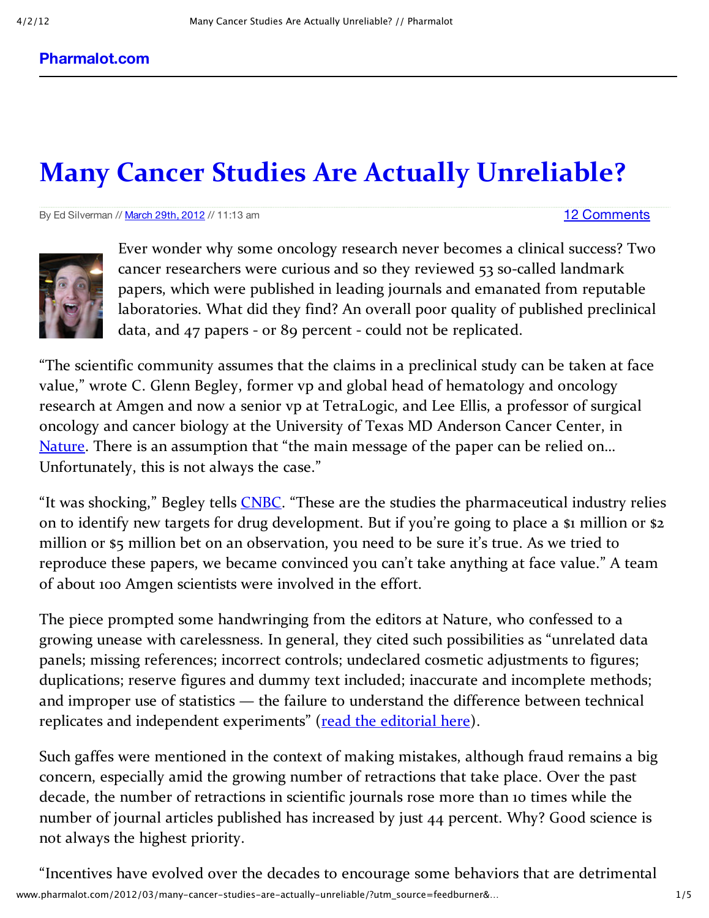**Pharmalot.com**

# Many Cancer Studies Are Actually Unreliable?

By Ed Silverman // March 29th, 2012 // 11:13 am

12 Comments

Ever wonder why some oncology research never becomes a clinical success? Two cancer researchers were curious and so they reviewed 53 so-called landmark papers, which were published in leading journals and emanated from reputable laboratories. What did they find? An overall poor quality of published preclinical data, and 47 papers - or 89 percent - could not be replicated.

"The scientific community assumes that the claims in a preclinical study can be taken at face value," wrote C. Glenn Begley, former vp and global head of hematology and oncology research at Amgen and now a senior vp at TetraLogic, and Lee Ellis, a professor of surgical oncology and cancer biology at the University of Texas MD Anderson Cancer Center, in Nature. There is an assumption that "the main message of the paper can be relied on… Unfortunately, this is not always the case."

"It was shocking," Begley tells CNBC. "These are the studies the pharmaceutical industry relies on to identify new targets for drug development. But if you're going to place a $1 million or $2 million or $5 million bet on an observation, you need to be sure it's true. As we tried to reproduce these papers, we became convinced you can't take anything at face value." A team of about 100 Amgen scientists were involved in the effort.

The piece prompted some handwringing from the editors at Nature, who confessed to a growing unease with carelessness. In general, they cited such possibilities as "unrelated data panels; missing references; incorrect controls; undeclared cosmetic adjustments to figures; duplications; reserve figures and dummy text included; inaccurate and incomplete methods; and improper use of statistics — the failure to understand the difference between technical replicates and independent experiments" (read the editorial here).

Such gaffes were mentioned in the context of making mistakes, although fraud remains a big concern, especially amid the growing number of retractions that take place. Over the past decade, the number of retractions in scientific journals rose more than 10 times while the number of journal articles published has increased by just 44 percent. Why? Good science is not always the highest priority.

"Incentives have evolved over the decades to encourage some behaviors that are detrimental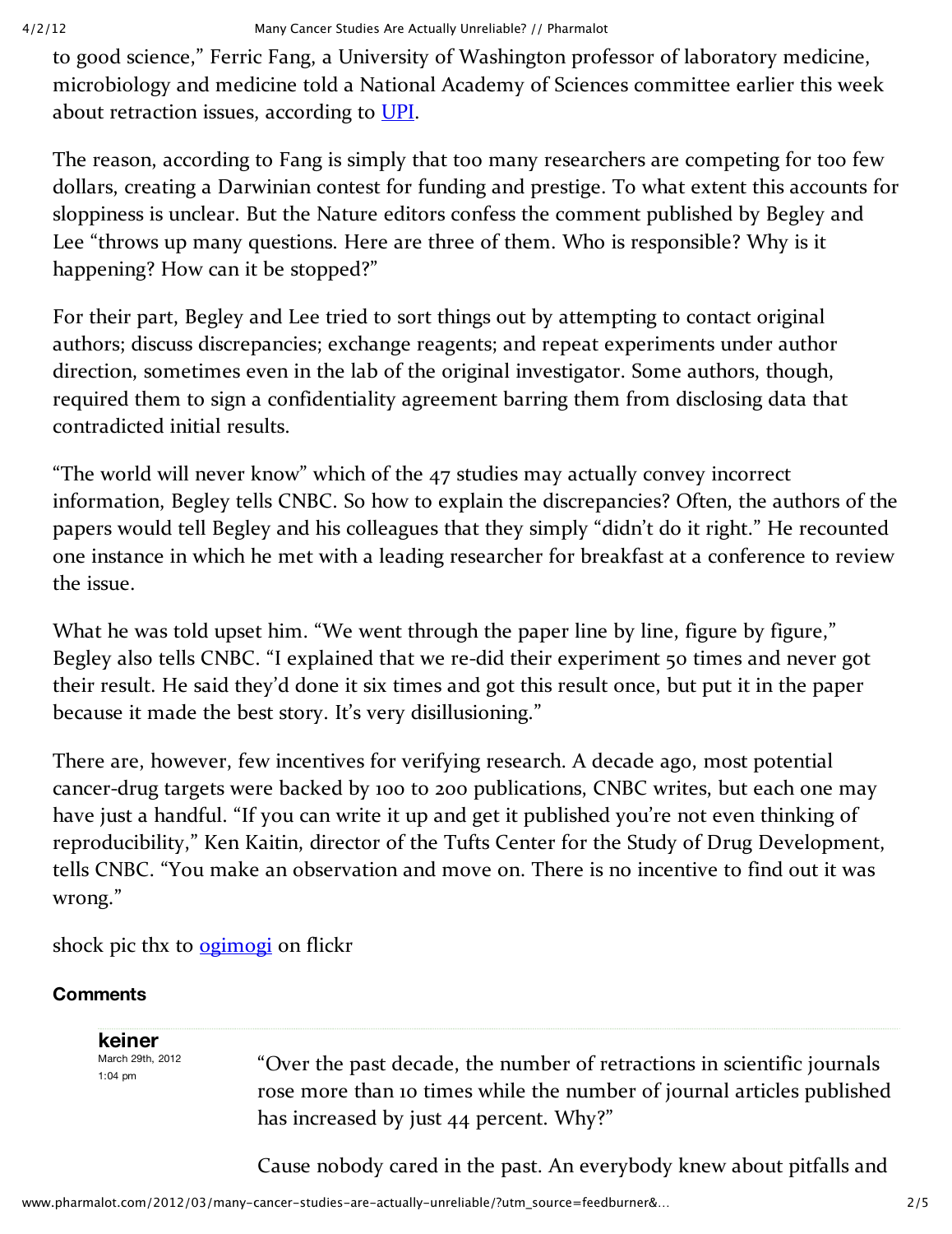to good science," Ferric Fang, a University of Washington professor of laboratory medicine, microbiology and medicine told a National Academy of Sciences committee earlier this week about retraction issues, according to [UPI](#).

The reason, according to Fang is simply that too many researchers are competing for too few dollars, creating a Darwinian contest for funding and prestige. To what extent this accounts for sloppiness is unclear. But the Nature editors confess the comment published by Begley and Lee "throws up many questions. Here are three of them. Who is responsible? Why is it happening? How can it be stopped?"

For their part, Begley and Lee tried to sort things out by attempting to contact original authors; discuss discrepancies; exchange reagents; and repeat experiments under author direction, sometimes even in the lab of the original investigator. Some authors, though, required them to sign a confidentiality agreement barring them from disclosing data that contradicted initial results.

"The world will never know" which of the 47 studies may actually convey incorrect information, Begley tells CNBC. So how to explain the discrepancies? Often, the authors of the papers would tell Begley and his colleagues that they simply "didn't do it right." He recounted one instance in which he met with a leading researcher for breakfast at a conference to review the issue.

What he was told upset him. "We went through the paper line by line, figure by figure," Begley also tells CNBC. "I explained that we re-did their experiment 50 times and never got their result. He said they'd done it six times and got this result once, but put it in the paper because it made the best story. It's very disillusioning."

There are, however, few incentives for verifying research. A decade ago, most potential cancer-drug targets were backed by 100 to 200 publications, CNBC writes, but each one may have just a handful. "If you can write it up and get it published you're not even thinking of reproducibility," Ken Kaitin, director of the Tufts Center for the Study of Drug Development, tells CNBC. "You make an observation and move on. There is no incentive to find out it was wrong."

shock pic thx to [ogimogi](#) on flickr

### Comments

**keiner**
March 29th, 2012
1:04 pm

"Over the past decade, the number of retractions in scientific journals rose more than 10 times while the number of journal articles published has increased by just 44 percent. Why?"

Cause nobody cared in the past. An everybody knew about pitfalls and